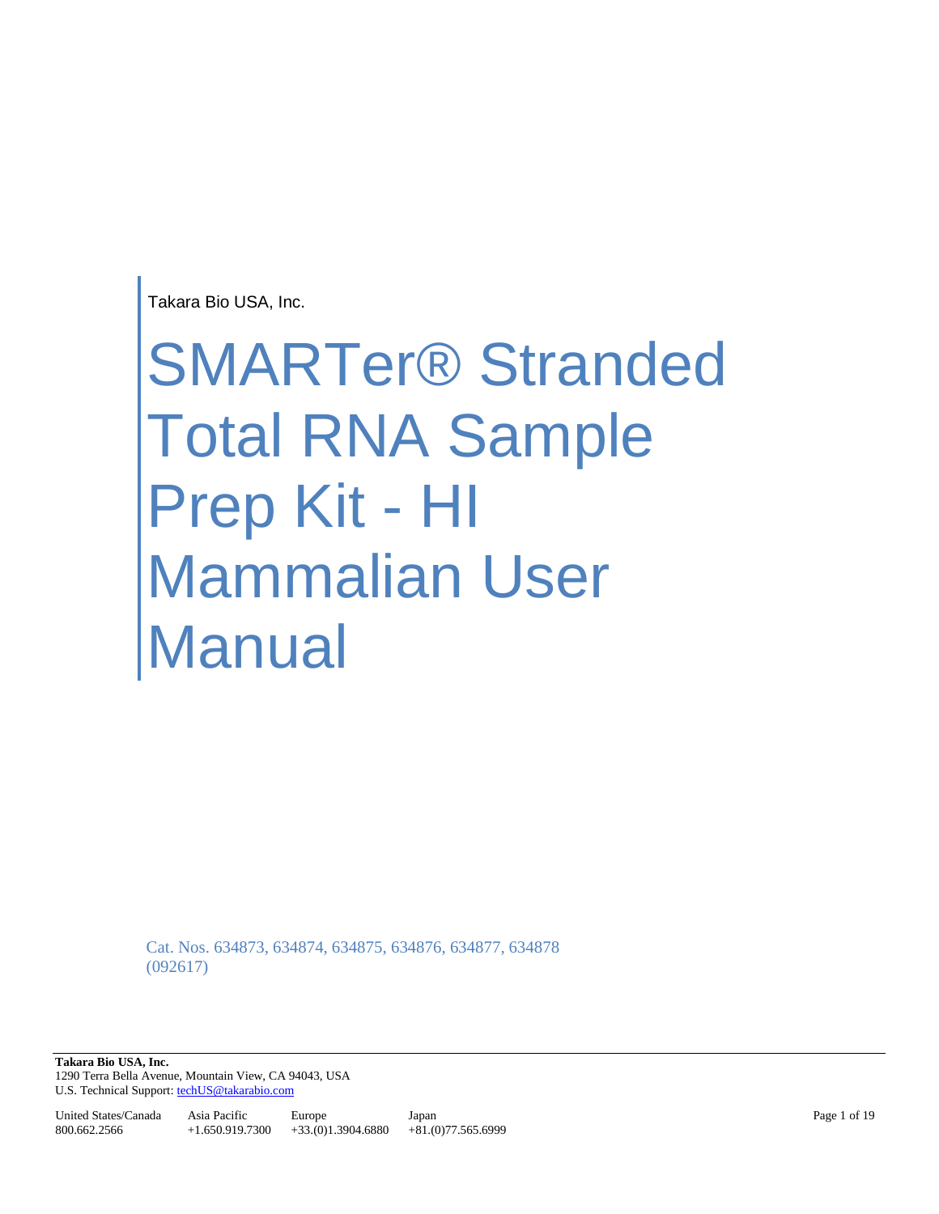Takara Bio USA, Inc.

# SMARTer® Stranded Total RNA Sample Prep Kit - HI Mammalian User Manual

Cat. Nos. 634873, 634874, 634875, 634876, 634877, 634878
(092617)

**Takara Bio USA, Inc.**
1290 Terra Bella Avenue, Mountain View, CA 94043, USA
U.S. Technical Support: techUS@takarabio.com

| United States/Canada | Asia Pacific | Europe | Japan |
| --- | --- | --- | --- |
| 800.662.2566 | +1.650.919.7300 | +33.(0)1.3904.6880 | +81.(0)77.565.6999 |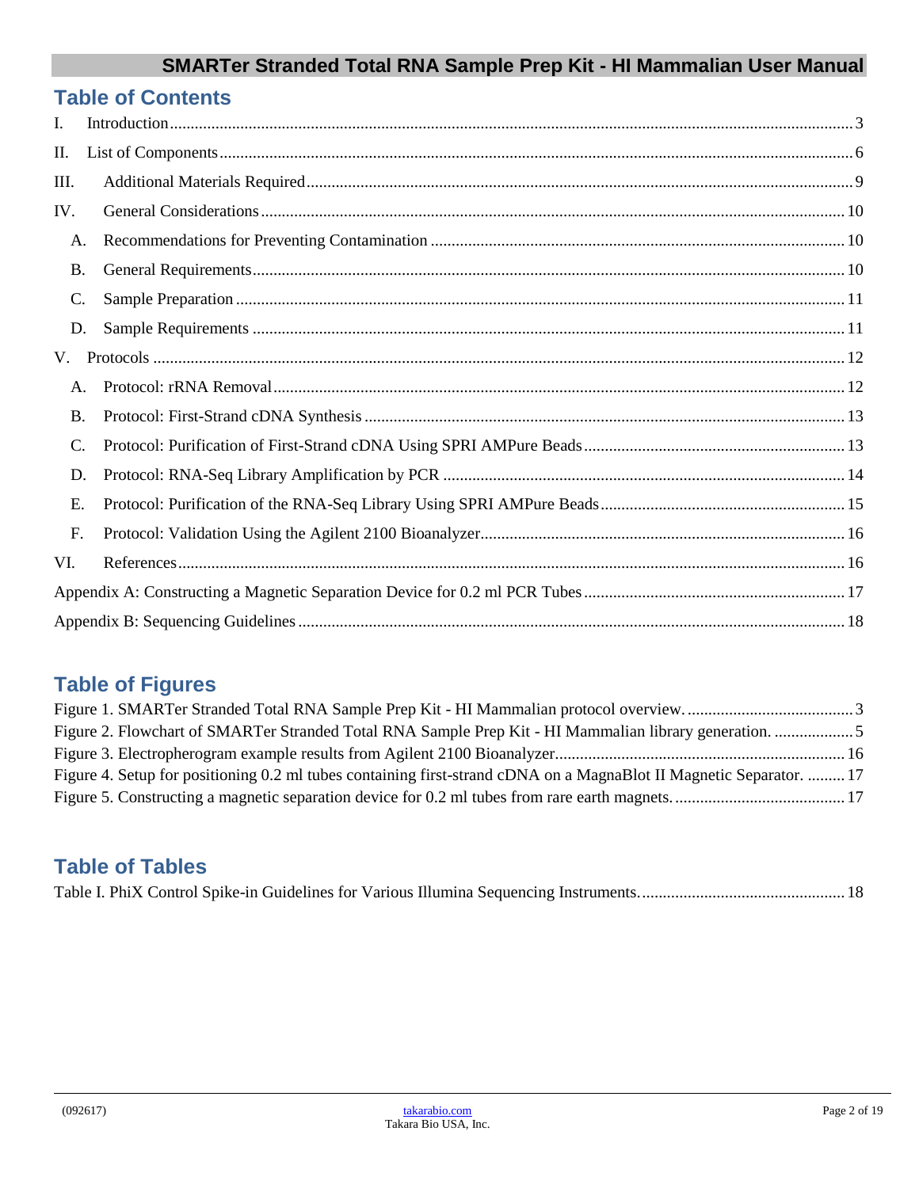## Table of Contents

I. Introduction .......... 3

II. List of Components .......... 6

III. Additional Materials Required .......... 9

IV. General Considerations .......... 10

- A. Recommendations for Preventing Contamination .......... 10
- B. General Requirements .......... 10
- C. Sample Preparation .......... 11
- D. Sample Requirements .......... 11

V. Protocols .......... 12

- A. Protocol: rRNA Removal .......... 12
- B. Protocol: First-Strand cDNA Synthesis .......... 13
- C. Protocol: Purification of First-Strand cDNA Using SPRI AMPure Beads .......... 13
- D. Protocol: RNA-Seq Library Amplification by PCR .......... 14
- E. Protocol: Purification of the RNA-Seq Library Using SPRI AMPure Beads .......... 15
- F. Protocol: Validation Using the Agilent 2100 Bioanalyzer .......... 16

VI. References .......... 16

Appendix A: Constructing a Magnetic Separation Device for 0.2 ml PCR Tubes .......... 17

Appendix B: Sequencing Guidelines .......... 18

## Table of Figures

Figure 1. SMARTer Stranded Total RNA Sample Prep Kit - HI Mammalian protocol overview. .......... 3

Figure 2. Flowchart of SMARTer Stranded Total RNA Sample Prep Kit - HI Mammalian library generation. .......... 5

Figure 3. Electropherogram example results from Agilent 2100 Bioanalyzer .......... 16

Figure 4. Setup for positioning 0.2 ml tubes containing first-strand cDNA on a MagnaBlot II Magnetic Separator. .......... 17

Figure 5. Constructing a magnetic separation device for 0.2 ml tubes from rare earth magnets. .......... 17

## Table of Tables

Table I. PhiX Control Spike-in Guidelines for Various Illumina Sequencing Instruments. .......... 18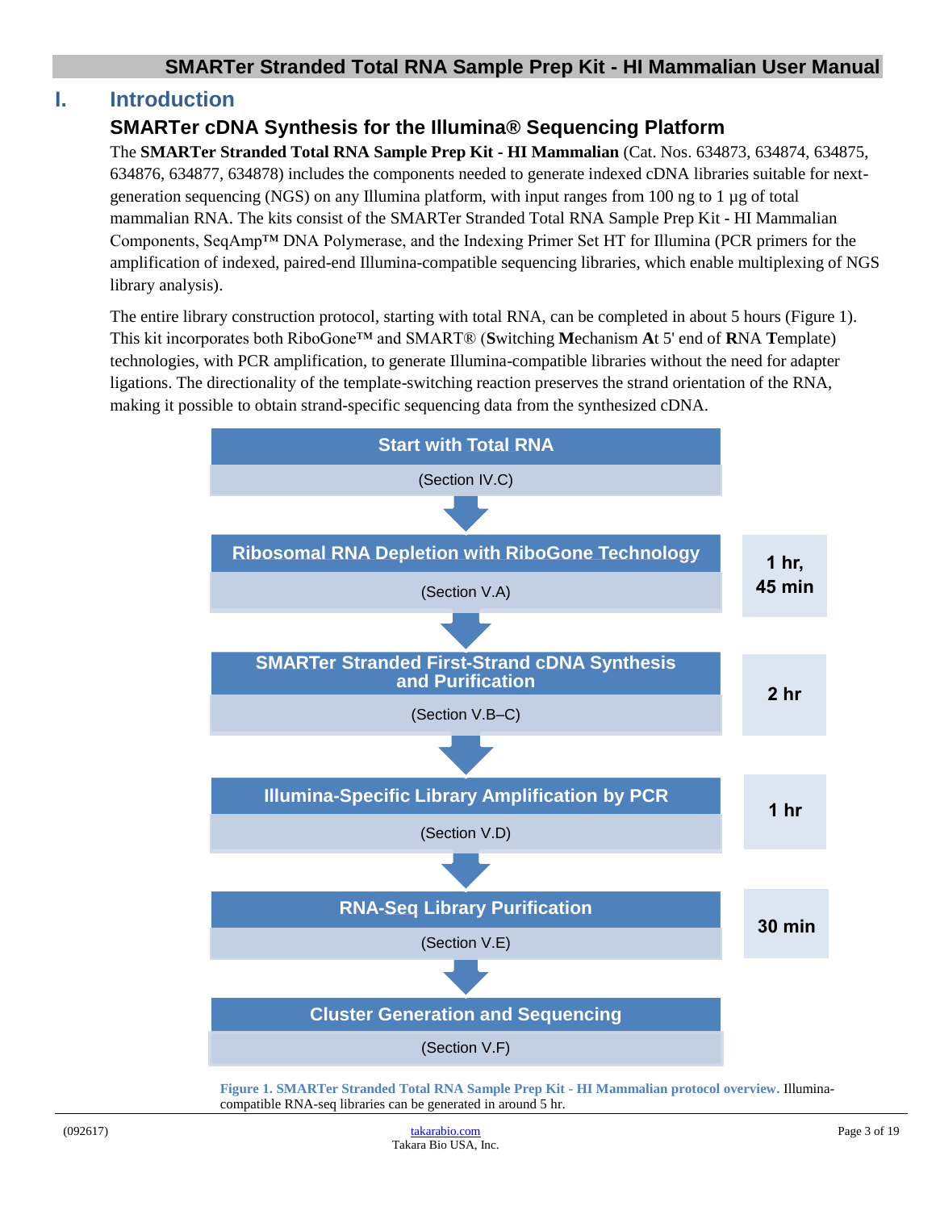# I. Introduction

## SMARTer cDNA Synthesis for the Illumina® Sequencing Platform

The **SMARTer Stranded Total RNA Sample Prep Kit - HI Mammalian** (Cat. Nos. 634873, 634874, 634875, 634876, 634877, 634878) includes the components needed to generate indexed cDNA libraries suitable for next-generation sequencing (NGS) on any Illumina platform, with input ranges from 100 ng to 1 µg of total mammalian RNA. The kits consist of the SMARTer Stranded Total RNA Sample Prep Kit - HI Mammalian Components, SeqAmp™ DNA Polymerase, and the Indexing Primer Set HT for Illumina (PCR primers for the amplification of indexed, paired-end Illumina-compatible sequencing libraries, which enable multiplexing of NGS library analysis).

The entire library construction protocol, starting with total RNA, can be completed in about 5 hours (Figure 1). This kit incorporates both RiboGone™ and SMART® (**S**witching **M**echanism **A**t 5' end of **R**NA **T**emplate) technologies, with PCR amplification, to generate Illumina-compatible libraries without the need for adapter ligations. The directionality of the template-switching reaction preserves the strand orientation of the RNA, making it possible to obtain strand-specific sequencing data from the synthesized cDNA.

| Step | Section | Time |
|---|---|---|
| Start with Total RNA | (Section IV.C) | |
| Ribosomal RNA Depletion with RiboGone Technology | (Section V.A) | 1 hr, 45 min |
| SMARTer Stranded First-Strand cDNA Synthesis and Purification | (Section V.B–C) | 2 hr |
| Illumina-Specific Library Amplification by PCR | (Section V.D) | 1 hr |
| RNA-Seq Library Purification | (Section V.E) | 30 min |
| Cluster Generation and Sequencing | (Section V.F) | |

**Figure 1. SMARTer Stranded Total RNA Sample Prep Kit - HI Mammalian protocol overview.** Illumina-compatible RNA-seq libraries can be generated in around 5 hr.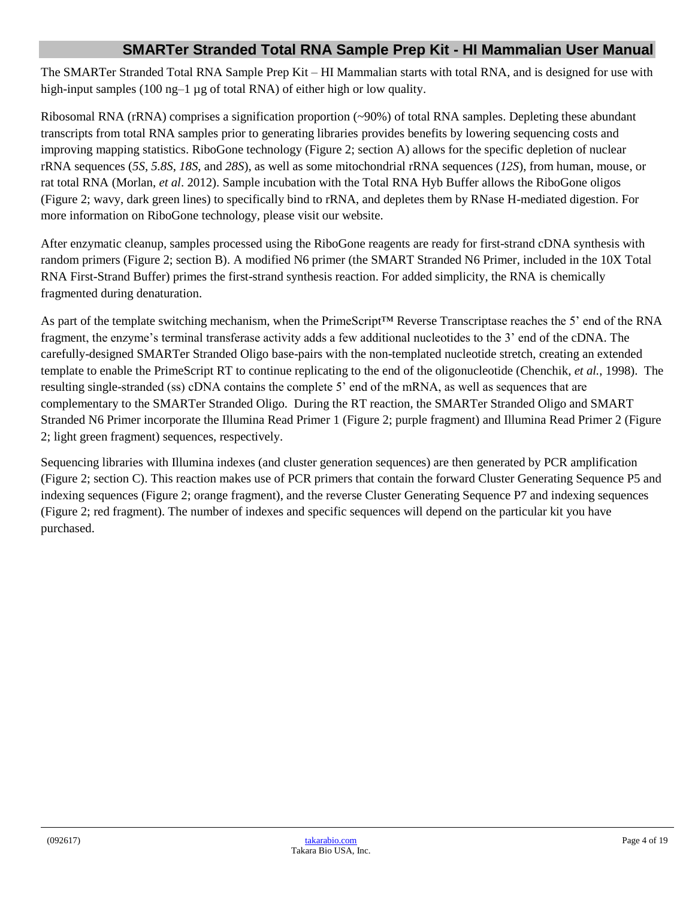The SMARTer Stranded Total RNA Sample Prep Kit – HI Mammalian starts with total RNA, and is designed for use with high-input samples (100 ng–1 µg of total RNA) of either high or low quality.

Ribosomal RNA (rRNA) comprises a signification proportion (~90%) of total RNA samples. Depleting these abundant transcripts from total RNA samples prior to generating libraries provides benefits by lowering sequencing costs and improving mapping statistics. RiboGone technology (Figure 2; section A) allows for the specific depletion of nuclear rRNA sequences (*5S*, *5.8S*, *18S*, and *28S*), as well as some mitochondrial rRNA sequences (*12S*), from human, mouse, or rat total RNA (Morlan, *et al*. 2012). Sample incubation with the Total RNA Hyb Buffer allows the RiboGone oligos (Figure 2; wavy, dark green lines) to specifically bind to rRNA, and depletes them by RNase H-mediated digestion. For more information on RiboGone technology, please visit our website.

After enzymatic cleanup, samples processed using the RiboGone reagents are ready for first-strand cDNA synthesis with random primers (Figure 2; section B). A modified N6 primer (the SMART Stranded N6 Primer, included in the 10X Total RNA First-Strand Buffer) primes the first-strand synthesis reaction. For added simplicity, the RNA is chemically fragmented during denaturation.

As part of the template switching mechanism, when the PrimeScript™ Reverse Transcriptase reaches the 5' end of the RNA fragment, the enzyme's terminal transferase activity adds a few additional nucleotides to the 3' end of the cDNA. The carefully-designed SMARTer Stranded Oligo base-pairs with the non-templated nucleotide stretch, creating an extended template to enable the PrimeScript RT to continue replicating to the end of the oligonucleotide (Chenchik, *et al.*, 1998). The resulting single-stranded (ss) cDNA contains the complete 5' end of the mRNA, as well as sequences that are complementary to the SMARTer Stranded Oligo. During the RT reaction, the SMARTer Stranded Oligo and SMART Stranded N6 Primer incorporate the Illumina Read Primer 1 (Figure 2; purple fragment) and Illumina Read Primer 2 (Figure 2; light green fragment) sequences, respectively.

Sequencing libraries with Illumina indexes (and cluster generation sequences) are then generated by PCR amplification (Figure 2; section C). This reaction makes use of PCR primers that contain the forward Cluster Generating Sequence P5 and indexing sequences (Figure 2; orange fragment), and the reverse Cluster Generating Sequence P7 and indexing sequences (Figure 2; red fragment). The number of indexes and specific sequences will depend on the particular kit you have purchased.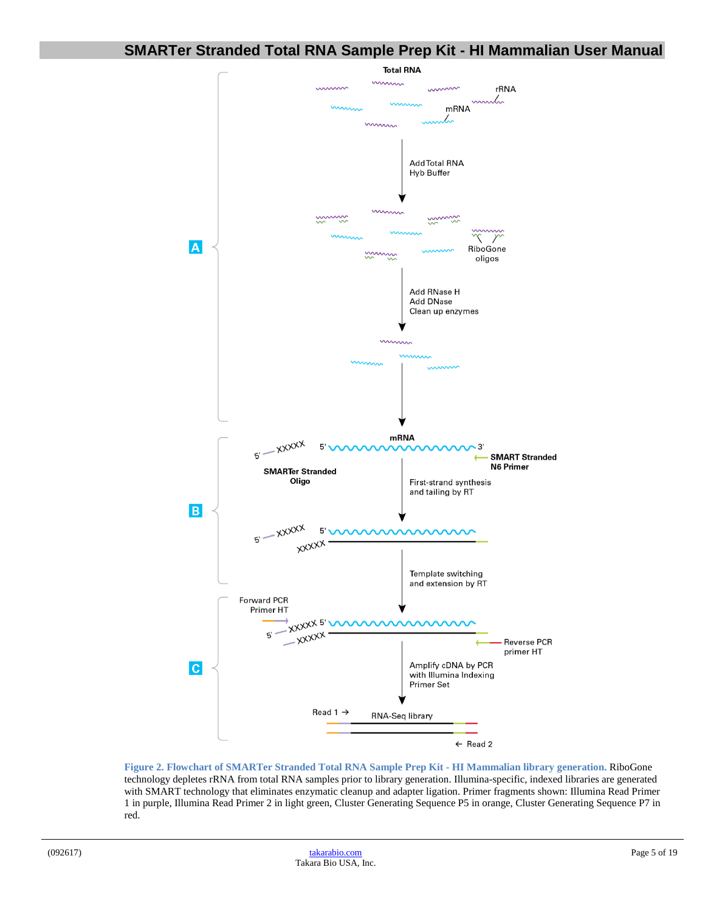**Figure 2. Flowchart of SMARTer Stranded Total RNA Sample Prep Kit - HI Mammalian library generation.** RiboGone technology depletes rRNA from total RNA samples prior to library generation. Illumina-specific, indexed libraries are generated with SMART technology that eliminates enzymatic cleanup and adapter ligation. Primer fragments shown: Illumina Read Primer 1 in purple, Illumina Read Primer 2 in light green, Cluster Generating Sequence P5 in orange, Cluster Generating Sequence P7 in red.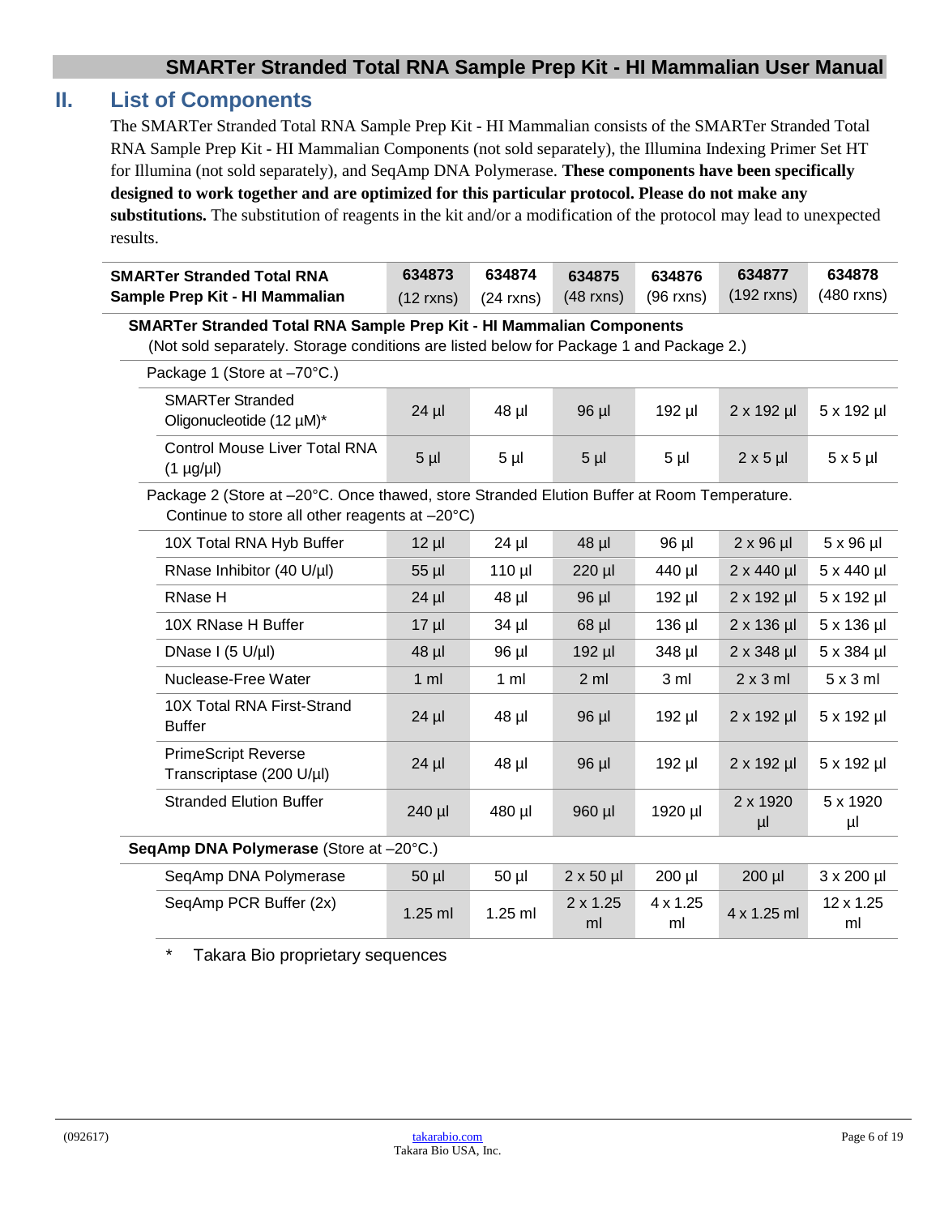## II. List of Components

The SMARTer Stranded Total RNA Sample Prep Kit - HI Mammalian consists of the SMARTer Stranded Total RNA Sample Prep Kit - HI Mammalian Components (not sold separately), the Illumina Indexing Primer Set HT for Illumina (not sold separately), and SeqAmp DNA Polymerase. **These components have been specifically designed to work together and are optimized for this particular protocol. Please do not make any substitutions.** The substitution of reagents in the kit and/or a modification of the protocol may lead to unexpected results.

| SMARTer Stranded Total RNA Sample Prep Kit - HI Mammalian | 634873 (12 rxns) | 634874 (24 rxns) | 634875 (48 rxns) | 634876 (96 rxns) | 634877 (192 rxns) | 634878 (480 rxns) |
|---|---|---|---|---|---|---|
| **SMARTer Stranded Total RNA Sample Prep Kit - HI Mammalian Components** (Not sold separately. Storage conditions are listed below for Package 1 and Package 2.) | | | | | | |
| Package 1 (Store at –70°C.) | | | | | | |
| SMARTer Stranded Oligonucleotide (12 µM)* | 24 µl | 48 µl | 96 µl | 192 µl | 2 x 192 µl | 5 x 192 µl |
| Control Mouse Liver Total RNA (1 µg/µl) | 5 µl | 5 µl | 5 µl | 5 µl | 2 x 5 µl | 5 x 5 µl |
| Package 2 (Store at –20°C. Once thawed, store Stranded Elution Buffer at Room Temperature. Continue to store all other reagents at –20°C) | | | | | | |
| 10X Total RNA Hyb Buffer | 12 µl | 24 µl | 48 µl | 96 µl | 2 x 96 µl | 5 x 96 µl |
| RNase Inhibitor (40 U/µl) | 55 µl | 110 µl | 220 µl | 440 µl | 2 x 440 µl | 5 x 440 µl |
| RNase H | 24 µl | 48 µl | 96 µl | 192 µl | 2 x 192 µl | 5 x 192 µl |
| 10X RNase H Buffer | 17 µl | 34 µl | 68 µl | 136 µl | 2 x 136 µl | 5 x 136 µl |
| DNase I (5 U/µl) | 48 µl | 96 µl | 192 µl | 348 µl | 2 x 348 µl | 5 x 384 µl |
| Nuclease-Free Water | 1 ml | 1 ml | 2 ml | 3 ml | 2 x 3 ml | 5 x 3 ml |
| 10X Total RNA First-Strand Buffer | 24 µl | 48 µl | 96 µl | 192 µl | 2 x 192 µl | 5 x 192 µl |
| PrimeScript Reverse Transcriptase (200 U/µl) | 24 µl | 48 µl | 96 µl | 192 µl | 2 x 192 µl | 5 x 192 µl |
| Stranded Elution Buffer | 240 µl | 480 µl | 960 µl | 1920 µl | 2 x 1920 µl | 5 x 1920 µl |
| **SeqAmp DNA Polymerase** (Store at –20°C.) | | | | | | |
| SeqAmp DNA Polymerase | 50 µl | 50 µl | 2 x 50 µl | 200 µl | 200 µl | 3 x 200 µl |
| SeqAmp PCR Buffer (2x) | 1.25 ml | 1.25 ml | 2 x 1.25 ml | 4 x 1.25 ml | 4 x 1.25 ml | 12 x 1.25 ml |

\* Takara Bio proprietary sequences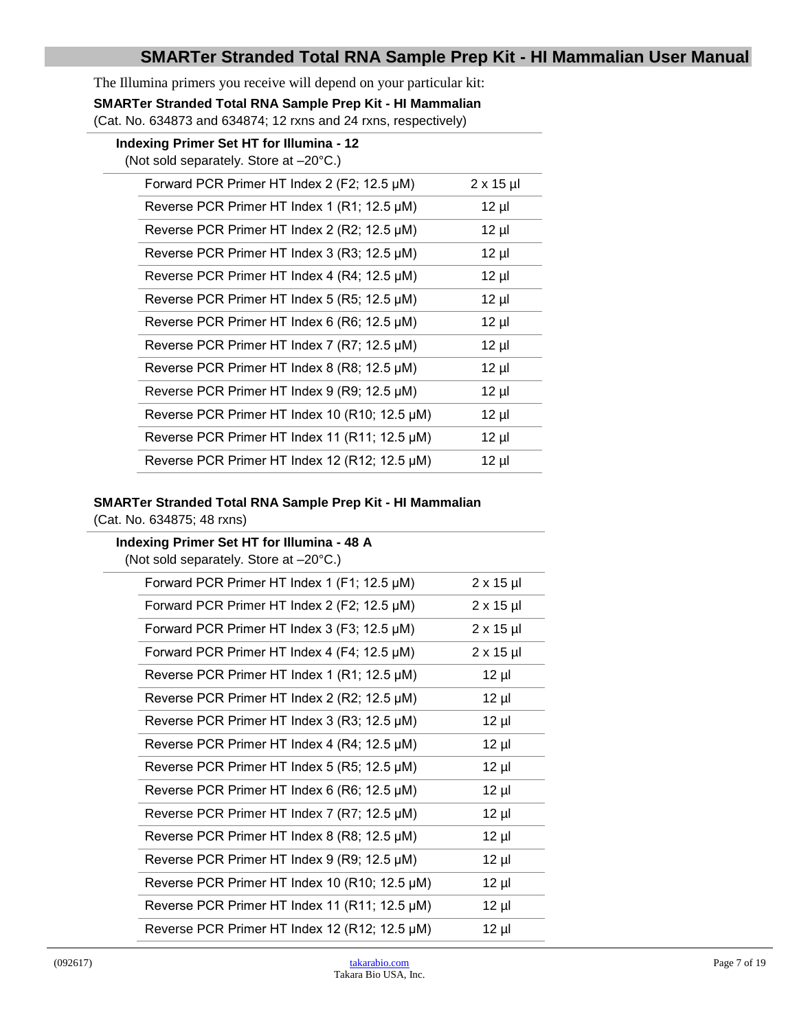The Illumina primers you receive will depend on your particular kit:

**SMARTer Stranded Total RNA Sample Prep Kit - HI Mammalian**
(Cat. No. 634873 and 634874; 12 rxns and 24 rxns, respectively)

**Indexing Primer Set HT for Illumina - 12**
(Not sold separately. Store at –20°C.)

| Component | Amount |
|---|---|
| Forward PCR Primer HT Index 2 (F2; 12.5 µM) | 2 x 15 µl |
| Reverse PCR Primer HT Index 1 (R1; 12.5 µM) | 12 µl |
| Reverse PCR Primer HT Index 2 (R2; 12.5 µM) | 12 µl |
| Reverse PCR Primer HT Index 3 (R3; 12.5 µM) | 12 µl |
| Reverse PCR Primer HT Index 4 (R4; 12.5 µM) | 12 µl |
| Reverse PCR Primer HT Index 5 (R5; 12.5 µM) | 12 µl |
| Reverse PCR Primer HT Index 6 (R6; 12.5 µM) | 12 µl |
| Reverse PCR Primer HT Index 7 (R7; 12.5 µM) | 12 µl |
| Reverse PCR Primer HT Index 8 (R8; 12.5 µM) | 12 µl |
| Reverse PCR Primer HT Index 9 (R9; 12.5 µM) | 12 µl |
| Reverse PCR Primer HT Index 10 (R10; 12.5 µM) | 12 µl |
| Reverse PCR Primer HT Index 11 (R11; 12.5 µM) | 12 µl |
| Reverse PCR Primer HT Index 12 (R12; 12.5 µM) | 12 µl |

**SMARTer Stranded Total RNA Sample Prep Kit - HI Mammalian**
(Cat. No. 634875; 48 rxns)

**Indexing Primer Set HT for Illumina - 48 A**
(Not sold separately. Store at –20°C.)

| Component | Amount |
|---|---|
| Forward PCR Primer HT Index 1 (F1; 12.5 µM) | 2 x 15 µl |
| Forward PCR Primer HT Index 2 (F2; 12.5 µM) | 2 x 15 µl |
| Forward PCR Primer HT Index 3 (F3; 12.5 µM) | 2 x 15 µl |
| Forward PCR Primer HT Index 4 (F4; 12.5 µM) | 2 x 15 µl |
| Reverse PCR Primer HT Index 1 (R1; 12.5 µM) | 12 µl |
| Reverse PCR Primer HT Index 2 (R2; 12.5 µM) | 12 µl |
| Reverse PCR Primer HT Index 3 (R3; 12.5 µM) | 12 µl |
| Reverse PCR Primer HT Index 4 (R4; 12.5 µM) | 12 µl |
| Reverse PCR Primer HT Index 5 (R5; 12.5 µM) | 12 µl |
| Reverse PCR Primer HT Index 6 (R6; 12.5 µM) | 12 µl |
| Reverse PCR Primer HT Index 7 (R7; 12.5 µM) | 12 µl |
| Reverse PCR Primer HT Index 8 (R8; 12.5 µM) | 12 µl |
| Reverse PCR Primer HT Index 9 (R9; 12.5 µM) | 12 µl |
| Reverse PCR Primer HT Index 10 (R10; 12.5 µM) | 12 µl |
| Reverse PCR Primer HT Index 11 (R11; 12.5 µM) | 12 µl |
| Reverse PCR Primer HT Index 12 (R12; 12.5 µM) | 12 µl |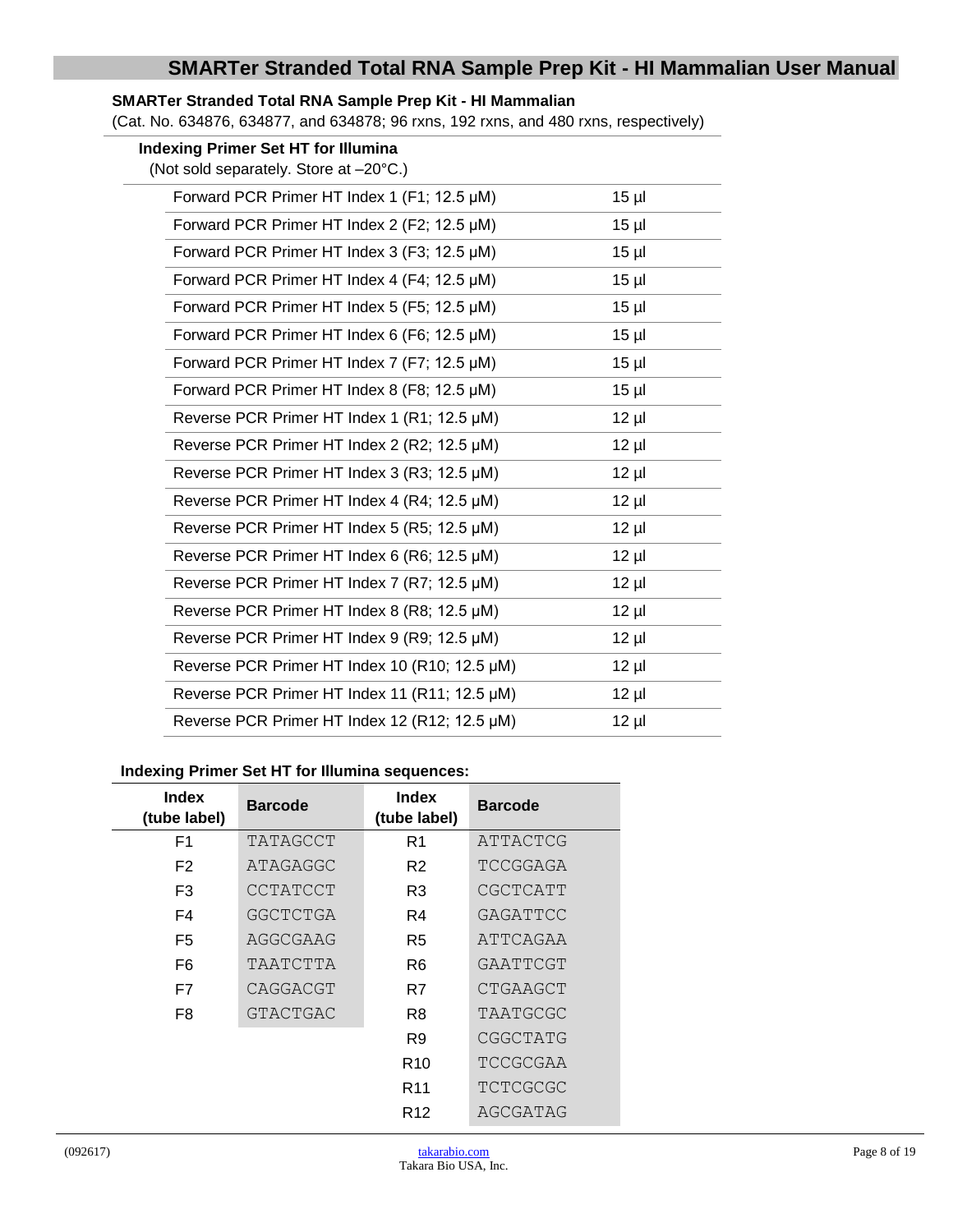**SMARTer Stranded Total RNA Sample Prep Kit - HI Mammalian**
(Cat. No. 634876, 634877, and 634878; 96 rxns, 192 rxns, and 480 rxns, respectively)

**Indexing Primer Set HT for Illumina**
(Not sold separately. Store at –20°C.)

| | |
|---|---|
| Forward PCR Primer HT Index 1 (F1; 12.5 µM) | 15 µl |
| Forward PCR Primer HT Index 2 (F2; 12.5 µM) | 15 µl |
| Forward PCR Primer HT Index 3 (F3; 12.5 µM) | 15 µl |
| Forward PCR Primer HT Index 4 (F4; 12.5 µM) | 15 µl |
| Forward PCR Primer HT Index 5 (F5; 12.5 µM) | 15 µl |
| Forward PCR Primer HT Index 6 (F6; 12.5 µM) | 15 µl |
| Forward PCR Primer HT Index 7 (F7; 12.5 µM) | 15 µl |
| Forward PCR Primer HT Index 8 (F8; 12.5 µM) | 15 µl |
| Reverse PCR Primer HT Index 1 (R1; 12.5 µM) | 12 µl |
| Reverse PCR Primer HT Index 2 (R2; 12.5 µM) | 12 µl |
| Reverse PCR Primer HT Index 3 (R3; 12.5 µM) | 12 µl |
| Reverse PCR Primer HT Index 4 (R4; 12.5 µM) | 12 µl |
| Reverse PCR Primer HT Index 5 (R5; 12.5 µM) | 12 µl |
| Reverse PCR Primer HT Index 6 (R6; 12.5 µM) | 12 µl |
| Reverse PCR Primer HT Index 7 (R7; 12.5 µM) | 12 µl |
| Reverse PCR Primer HT Index 8 (R8; 12.5 µM) | 12 µl |
| Reverse PCR Primer HT Index 9 (R9; 12.5 µM) | 12 µl |
| Reverse PCR Primer HT Index 10 (R10; 12.5 µM) | 12 µl |
| Reverse PCR Primer HT Index 11 (R11; 12.5 µM) | 12 µl |
| Reverse PCR Primer HT Index 12 (R12; 12.5 µM) | 12 µl |

**Indexing Primer Set HT for Illumina sequences:**

| Index (tube label) | Barcode | Index (tube label) | Barcode |
|---|---|---|---|
| F1 | TATAGCCT | R1 | ATTACTCG |
| F2 | ATAGAGGC | R2 | TCCGGAGA |
| F3 | CCTATCCT | R3 | CGCTCATT |
| F4 | GGCTCTGA | R4 | GAGATTCC |
| F5 | AGGCGAAG | R5 | ATTCAGAA |
| F6 | TAATCTTA | R6 | GAATTCGT |
| F7 | CAGGACGT | R7 | CTGAAGCT |
| F8 | GTACTGAC | R8 | TAATGCGC |
| | | R9 | CGGCTATG |
| | | R10 | TCCGCGAA |
| | | R11 | TCTCGCGC |
| | | R12 | AGCGATAG |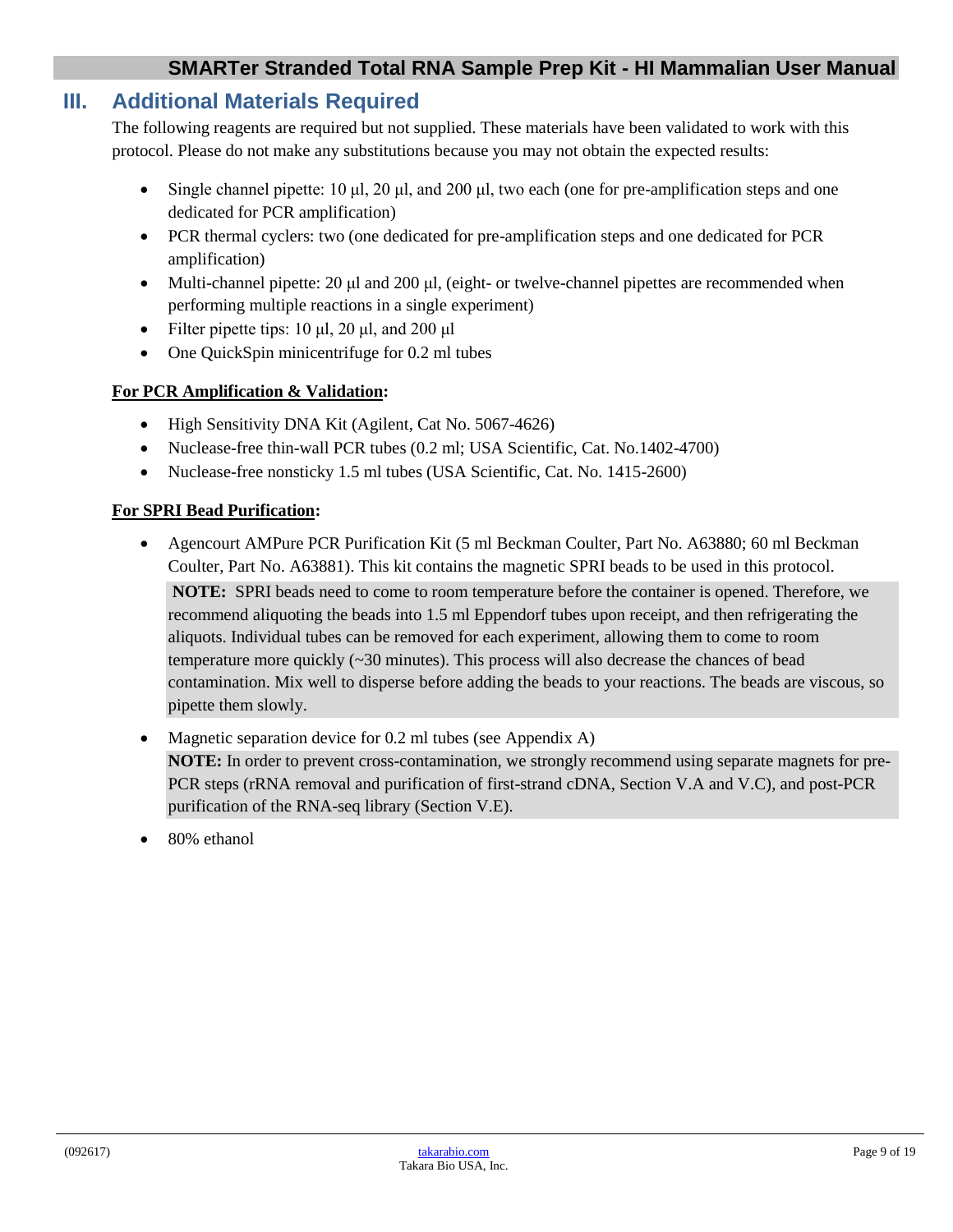## III. Additional Materials Required

The following reagents are required but not supplied. These materials have been validated to work with this protocol. Please do not make any substitutions because you may not obtain the expected results:

- Single channel pipette: 10 µl, 20 µl, and 200 µl, two each (one for pre-amplification steps and one dedicated for PCR amplification)
- PCR thermal cyclers: two (one dedicated for pre-amplification steps and one dedicated for PCR amplification)
- Multi-channel pipette: 20 µl and 200 µl, (eight- or twelve-channel pipettes are recommended when performing multiple reactions in a single experiment)
- Filter pipette tips: 10 µl, 20 µl, and 200 µl
- One QuickSpin minicentrifuge for 0.2 ml tubes

**For PCR Amplification & Validation:**

- High Sensitivity DNA Kit (Agilent, Cat No. 5067-4626)
- Nuclease-free thin-wall PCR tubes (0.2 ml; USA Scientific, Cat. No.1402-4700)
- Nuclease-free nonsticky 1.5 ml tubes (USA Scientific, Cat. No. 1415-2600)

**For SPRI Bead Purification:**

- Agencourt AMPure PCR Purification Kit (5 ml Beckman Coulter, Part No. A63880; 60 ml Beckman Coulter, Part No. A63881). This kit contains the magnetic SPRI beads to be used in this protocol.

  **NOTE:** SPRI beads need to come to room temperature before the container is opened. Therefore, we recommend aliquoting the beads into 1.5 ml Eppendorf tubes upon receipt, and then refrigerating the aliquots. Individual tubes can be removed for each experiment, allowing them to come to room temperature more quickly (~30 minutes). This process will also decrease the chances of bead contamination. Mix well to disperse before adding the beads to your reactions. The beads are viscous, so pipette them slowly.

- Magnetic separation device for 0.2 ml tubes (see Appendix A)

  **NOTE:** In order to prevent cross-contamination, we strongly recommend using separate magnets for pre-PCR steps (rRNA removal and purification of first-strand cDNA, Section V.A and V.C), and post-PCR purification of the RNA-seq library (Section V.E).

- 80% ethanol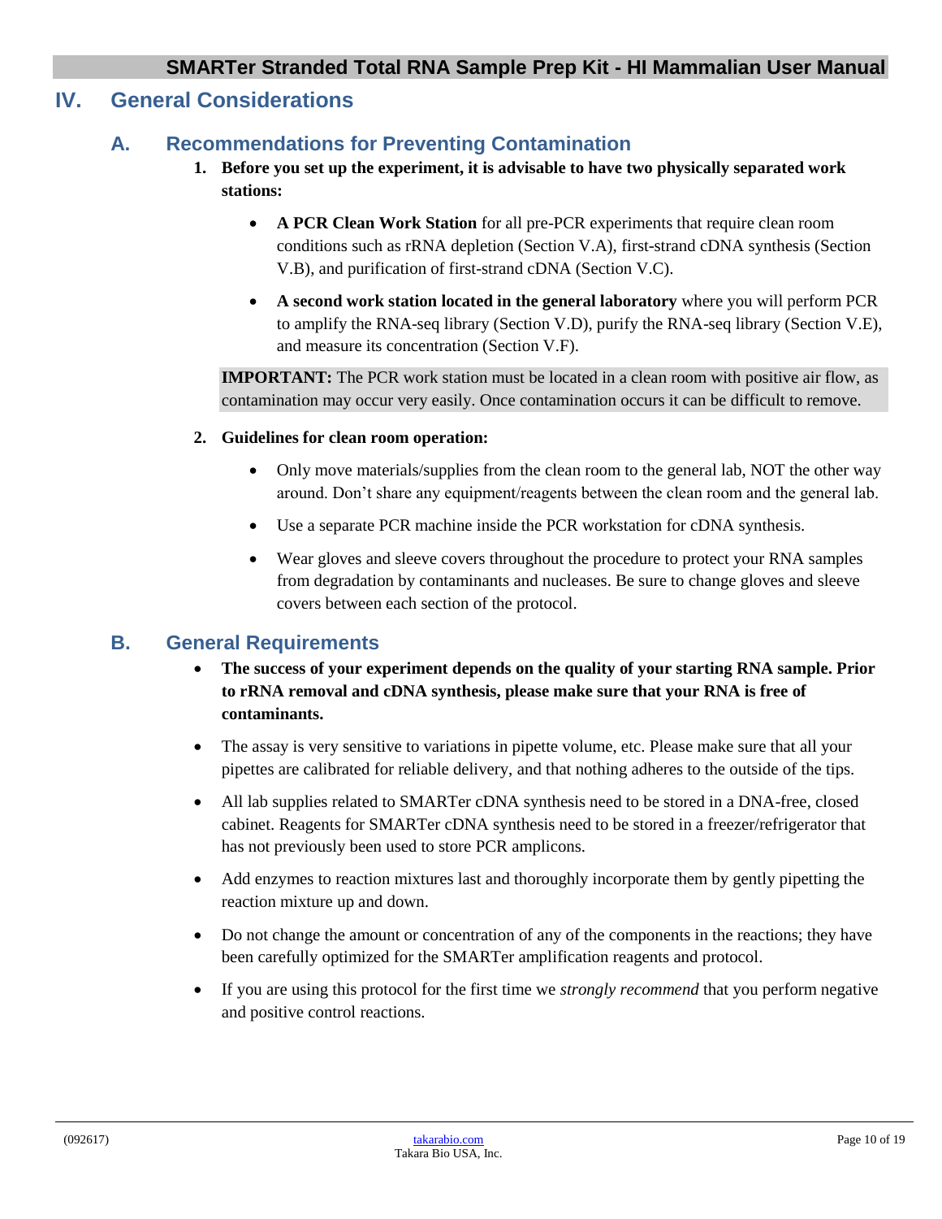# IV. General Considerations

## A. Recommendations for Preventing Contamination

1. **Before you set up the experiment, it is advisable to have two physically separated work stations:**

   - **A PCR Clean Work Station** for all pre-PCR experiments that require clean room conditions such as rRNA depletion (Section V.A), first-strand cDNA synthesis (Section V.B), and purification of first-strand cDNA (Section V.C).
   - **A second work station located in the general laboratory** where you will perform PCR to amplify the RNA-seq library (Section V.D), purify the RNA-seq library (Section V.E), and measure its concentration (Section V.F).

   **IMPORTANT:** The PCR work station must be located in a clean room with positive air flow, as contamination may occur very easily. Once contamination occurs it can be difficult to remove.

2. **Guidelines for clean room operation:**

   - Only move materials/supplies from the clean room to the general lab, NOT the other way around. Don't share any equipment/reagents between the clean room and the general lab.
   - Use a separate PCR machine inside the PCR workstation for cDNA synthesis.
   - Wear gloves and sleeve covers throughout the procedure to protect your RNA samples from degradation by contaminants and nucleases. Be sure to change gloves and sleeve covers between each section of the protocol.

## B. General Requirements

- **The success of your experiment depends on the quality of your starting RNA sample. Prior to rRNA removal and cDNA synthesis, please make sure that your RNA is free of contaminants.**
- The assay is very sensitive to variations in pipette volume, etc. Please make sure that all your pipettes are calibrated for reliable delivery, and that nothing adheres to the outside of the tips.
- All lab supplies related to SMARTer cDNA synthesis need to be stored in a DNA-free, closed cabinet. Reagents for SMARTer cDNA synthesis need to be stored in a freezer/refrigerator that has not previously been used to store PCR amplicons.
- Add enzymes to reaction mixtures last and thoroughly incorporate them by gently pipetting the reaction mixture up and down.
- Do not change the amount or concentration of any of the components in the reactions; they have been carefully optimized for the SMARTer amplification reagents and protocol.
- If you are using this protocol for the first time we *strongly recommend* that you perform negative and positive control reactions.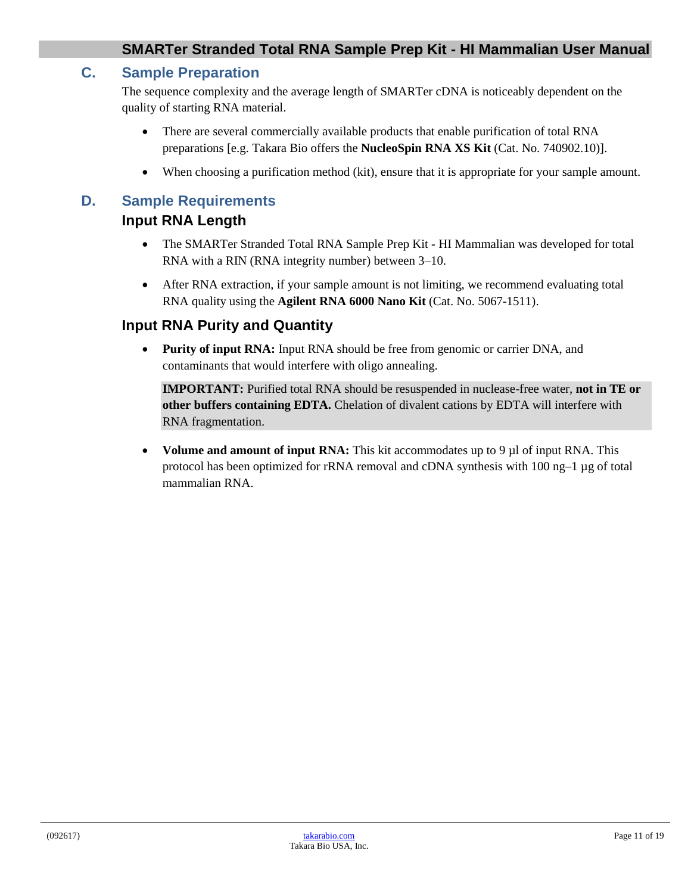## C. Sample Preparation

The sequence complexity and the average length of SMARTer cDNA is noticeably dependent on the quality of starting RNA material.

- There are several commercially available products that enable purification of total RNA preparations [e.g. Takara Bio offers the **NucleoSpin RNA XS Kit** (Cat. No. 740902.10)].
- When choosing a purification method (kit), ensure that it is appropriate for your sample amount.

## D. Sample Requirements

### Input RNA Length

- The SMARTer Stranded Total RNA Sample Prep Kit - HI Mammalian was developed for total RNA with a RIN (RNA integrity number) between 3–10.
- After RNA extraction, if your sample amount is not limiting, we recommend evaluating total RNA quality using the **Agilent RNA 6000 Nano Kit** (Cat. No. 5067-1511).

### Input RNA Purity and Quantity

- **Purity of input RNA:** Input RNA should be free from genomic or carrier DNA, and contaminants that would interfere with oligo annealing.

  **IMPORTANT:** Purified total RNA should be resuspended in nuclease-free water, **not in TE or other buffers containing EDTA.** Chelation of divalent cations by EDTA will interfere with RNA fragmentation.

- **Volume and amount of input RNA:** This kit accommodates up to 9 µl of input RNA. This protocol has been optimized for rRNA removal and cDNA synthesis with 100 ng–1 µg of total mammalian RNA.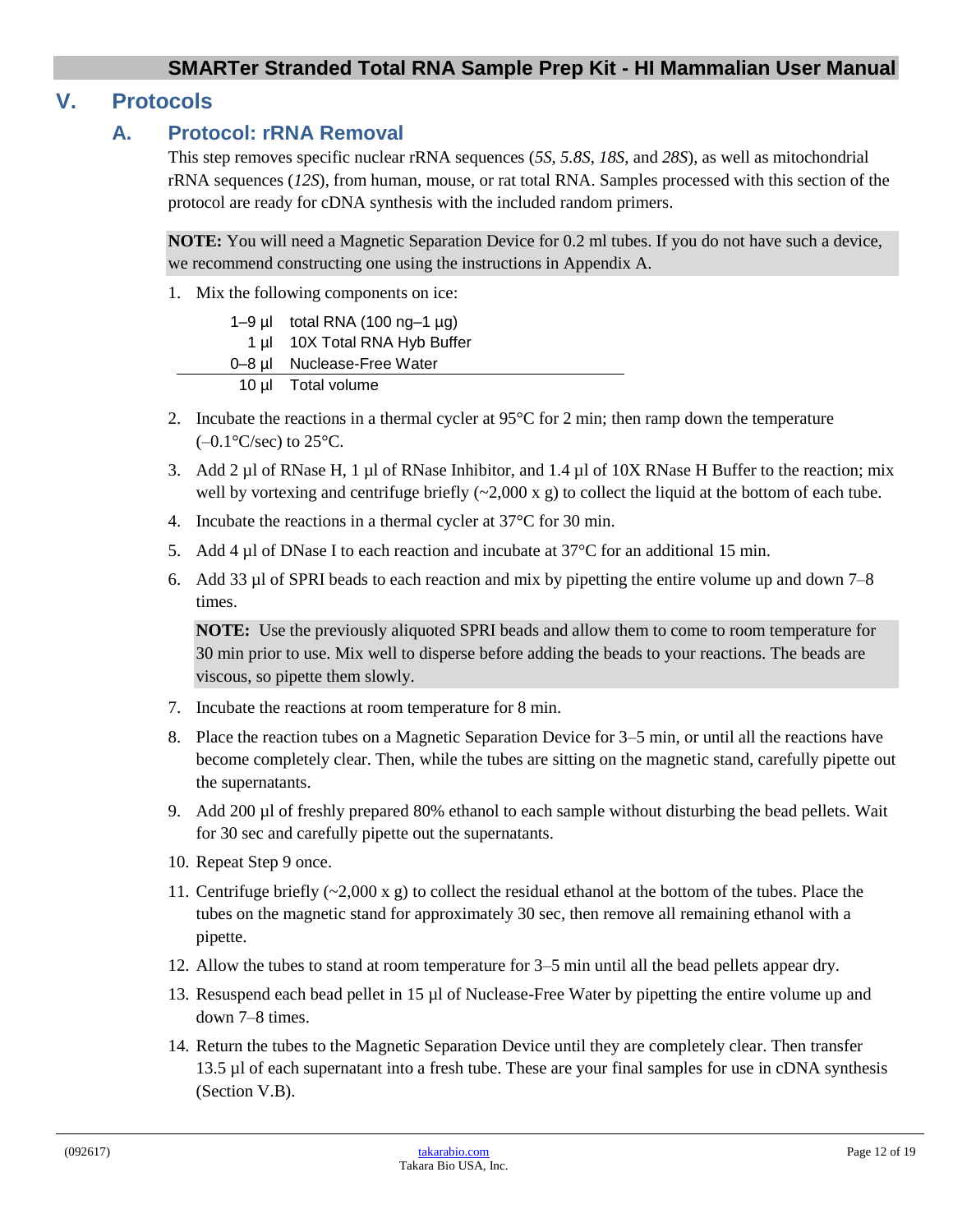# V. Protocols

## A. Protocol: rRNA Removal

This step removes specific nuclear rRNA sequences (*5S*, *5.8S*, *18S*, and *28S*), as well as mitochondrial rRNA sequences (*12S*), from human, mouse, or rat total RNA. Samples processed with this section of the protocol are ready for cDNA synthesis with the included random primers.

**NOTE:** You will need a Magnetic Separation Device for 0.2 ml tubes. If you do not have such a device, we recommend constructing one using the instructions in Appendix A.

1. Mix the following components on ice:

| Volume | Component |
|---|---|
| 1–9 µl | total RNA (100 ng–1 µg) |
| 1 µl | 10X Total RNA Hyb Buffer |
| 0–8 µl | Nuclease-Free Water |
| 10 µl | Total volume |

2. Incubate the reactions in a thermal cycler at 95°C for 2 min; then ramp down the temperature (–0.1°C/sec) to 25°C.
3. Add 2 µl of RNase H, 1 µl of RNase Inhibitor, and 1.4 µl of 10X RNase H Buffer to the reaction; mix well by vortexing and centrifuge briefly (~2,000 x g) to collect the liquid at the bottom of each tube.
4. Incubate the reactions in a thermal cycler at 37°C for 30 min.
5. Add 4 µl of DNase I to each reaction and incubate at 37°C for an additional 15 min.
6. Add 33 µl of SPRI beads to each reaction and mix by pipetting the entire volume up and down 7–8 times.

   **NOTE:** Use the previously aliquoted SPRI beads and allow them to come to room temperature for 30 min prior to use. Mix well to disperse before adding the beads to your reactions. The beads are viscous, so pipette them slowly.

7. Incubate the reactions at room temperature for 8 min.
8. Place the reaction tubes on a Magnetic Separation Device for 3–5 min, or until all the reactions have become completely clear. Then, while the tubes are sitting on the magnetic stand, carefully pipette out the supernatants.
9. Add 200 µl of freshly prepared 80% ethanol to each sample without disturbing the bead pellets. Wait for 30 sec and carefully pipette out the supernatants.
10. Repeat Step 9 once.
11. Centrifuge briefly (~2,000 x g) to collect the residual ethanol at the bottom of the tubes. Place the tubes on the magnetic stand for approximately 30 sec, then remove all remaining ethanol with a pipette.
12. Allow the tubes to stand at room temperature for 3–5 min until all the bead pellets appear dry.
13. Resuspend each bead pellet in 15 µl of Nuclease-Free Water by pipetting the entire volume up and down 7–8 times.
14. Return the tubes to the Magnetic Separation Device until they are completely clear. Then transfer 13.5 µl of each supernatant into a fresh tube. These are your final samples for use in cDNA synthesis (Section V.B).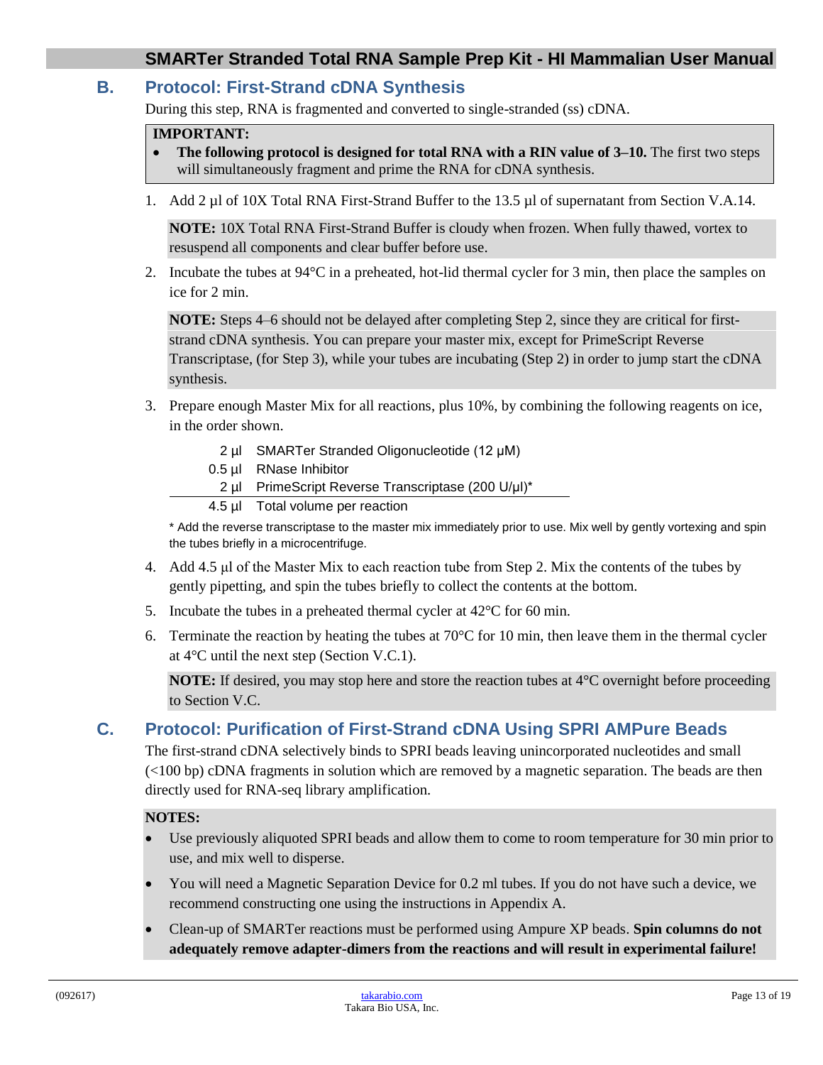## B. Protocol: First-Strand cDNA Synthesis

During this step, RNA is fragmented and converted to single-stranded (ss) cDNA.

**IMPORTANT:**

- **The following protocol is designed for total RNA with a RIN value of 3–10.** The first two steps will simultaneously fragment and prime the RNA for cDNA synthesis.

1. Add 2 µl of 10X Total RNA First-Strand Buffer to the 13.5 µl of supernatant from Section V.A.14.

   **NOTE:** 10X Total RNA First-Strand Buffer is cloudy when frozen. When fully thawed, vortex to resuspend all components and clear buffer before use.

2. Incubate the tubes at 94°C in a preheated, hot-lid thermal cycler for 3 min, then place the samples on ice for 2 min.

   **NOTE:** Steps 4–6 should not be delayed after completing Step 2, since they are critical for first-strand cDNA synthesis. You can prepare your master mix, except for PrimeScript Reverse Transcriptase, (for Step 3), while your tubes are incubating (Step 2) in order to jump start the cDNA synthesis.

3. Prepare enough Master Mix for all reactions, plus 10%, by combining the following reagents on ice, in the order shown.

   | Volume | Reagent |
   |---|---|
   | 2 µl | SMARTer Stranded Oligonucleotide (12 µM) |
   | 0.5 µl | RNase Inhibitor |
   | 2 µl | PrimeScript Reverse Transcriptase (200 U/µl)* |
   | 4.5 µl | Total volume per reaction |

   * Add the reverse transcriptase to the master mix immediately prior to use. Mix well by gently vortexing and spin the tubes briefly in a microcentrifuge.

4. Add 4.5 µl of the Master Mix to each reaction tube from Step 2. Mix the contents of the tubes by gently pipetting, and spin the tubes briefly to collect the contents at the bottom.

5. Incubate the tubes in a preheated thermal cycler at 42°C for 60 min.

6. Terminate the reaction by heating the tubes at 70°C for 10 min, then leave them in the thermal cycler at 4°C until the next step (Section V.C.1).

   **NOTE:** If desired, you may stop here and store the reaction tubes at 4°C overnight before proceeding to Section V.C.

## C. Protocol: Purification of First-Strand cDNA Using SPRI AMPure Beads

The first-strand cDNA selectively binds to SPRI beads leaving unincorporated nucleotides and small (<100 bp) cDNA fragments in solution which are removed by a magnetic separation. The beads are then directly used for RNA-seq library amplification.

**NOTES:**

- Use previously aliquoted SPRI beads and allow them to come to room temperature for 30 min prior to use, and mix well to disperse.
- You will need a Magnetic Separation Device for 0.2 ml tubes. If you do not have such a device, we recommend constructing one using the instructions in Appendix A.
- Clean-up of SMARTer reactions must be performed using Ampure XP beads. **Spin columns do not adequately remove adapter-dimers from the reactions and will result in experimental failure!**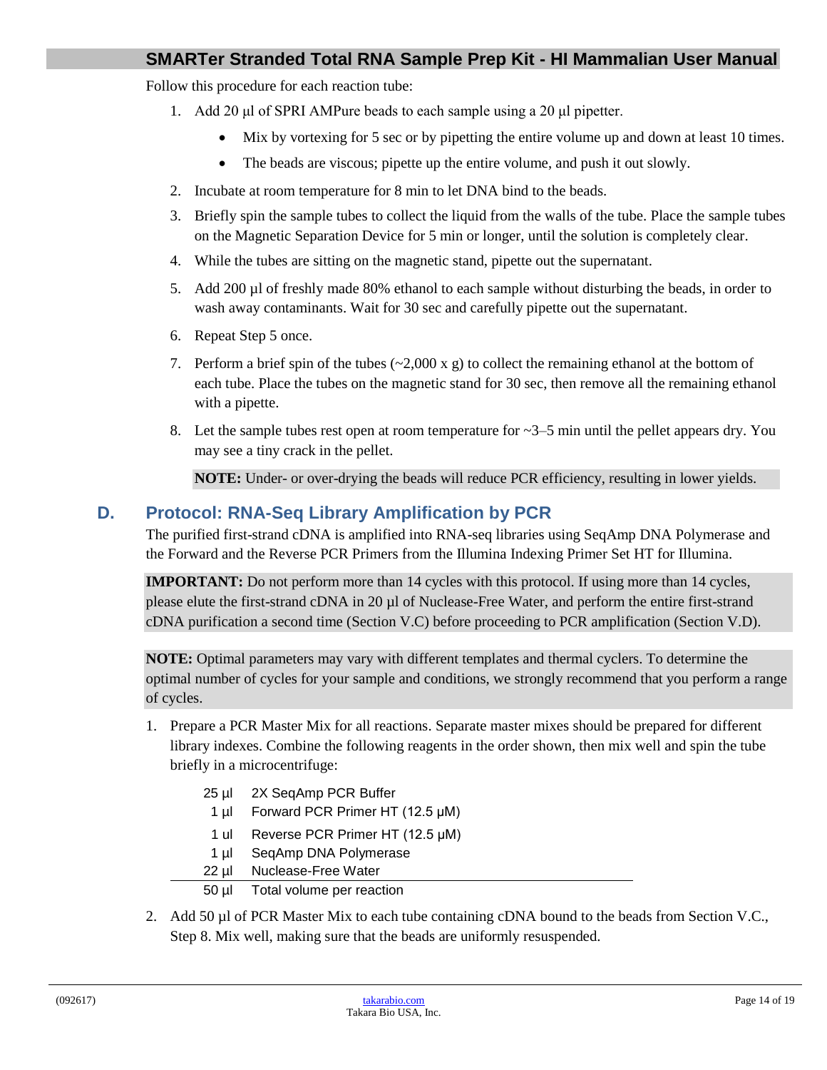Follow this procedure for each reaction tube:

1. Add 20 µl of SPRI AMPure beads to each sample using a 20 µl pipetter.
   - Mix by vortexing for 5 sec or by pipetting the entire volume up and down at least 10 times.
   - The beads are viscous; pipette up the entire volume, and push it out slowly.
2. Incubate at room temperature for 8 min to let DNA bind to the beads.
3. Briefly spin the sample tubes to collect the liquid from the walls of the tube. Place the sample tubes on the Magnetic Separation Device for 5 min or longer, until the solution is completely clear.
4. While the tubes are sitting on the magnetic stand, pipette out the supernatant.
5. Add 200 µl of freshly made 80% ethanol to each sample without disturbing the beads, in order to wash away contaminants. Wait for 30 sec and carefully pipette out the supernatant.
6. Repeat Step 5 once.
7. Perform a brief spin of the tubes (~2,000 x g) to collect the remaining ethanol at the bottom of each tube. Place the tubes on the magnetic stand for 30 sec, then remove all the remaining ethanol with a pipette.
8. Let the sample tubes rest open at room temperature for ~3–5 min until the pellet appears dry. You may see a tiny crack in the pellet.

   **NOTE:** Under- or over-drying the beads will reduce PCR efficiency, resulting in lower yields.

## D. Protocol: RNA-Seq Library Amplification by PCR

The purified first-strand cDNA is amplified into RNA-seq libraries using SeqAmp DNA Polymerase and the Forward and the Reverse PCR Primers from the Illumina Indexing Primer Set HT for Illumina.

**IMPORTANT:** Do not perform more than 14 cycles with this protocol. If using more than 14 cycles, please elute the first-strand cDNA in 20 µl of Nuclease-Free Water, and perform the entire first-strand cDNA purification a second time (Section V.C) before proceeding to PCR amplification (Section V.D).

**NOTE:** Optimal parameters may vary with different templates and thermal cyclers. To determine the optimal number of cycles for your sample and conditions, we strongly recommend that you perform a range of cycles.

1. Prepare a PCR Master Mix for all reactions. Separate master mixes should be prepared for different library indexes. Combine the following reagents in the order shown, then mix well and spin the tube briefly in a microcentrifuge:

| | |
|---|---|
| 25 µl | 2X SeqAmp PCR Buffer |
| 1 µl | Forward PCR Primer HT (12.5 µM) |
| 1 ul | Reverse PCR Primer HT (12.5 µM) |
| 1 µl | SeqAmp DNA Polymerase |
| 22 µl | Nuclease-Free Water |
| 50 µl | Total volume per reaction |

2. Add 50 µl of PCR Master Mix to each tube containing cDNA bound to the beads from Section V.C., Step 8. Mix well, making sure that the beads are uniformly resuspended.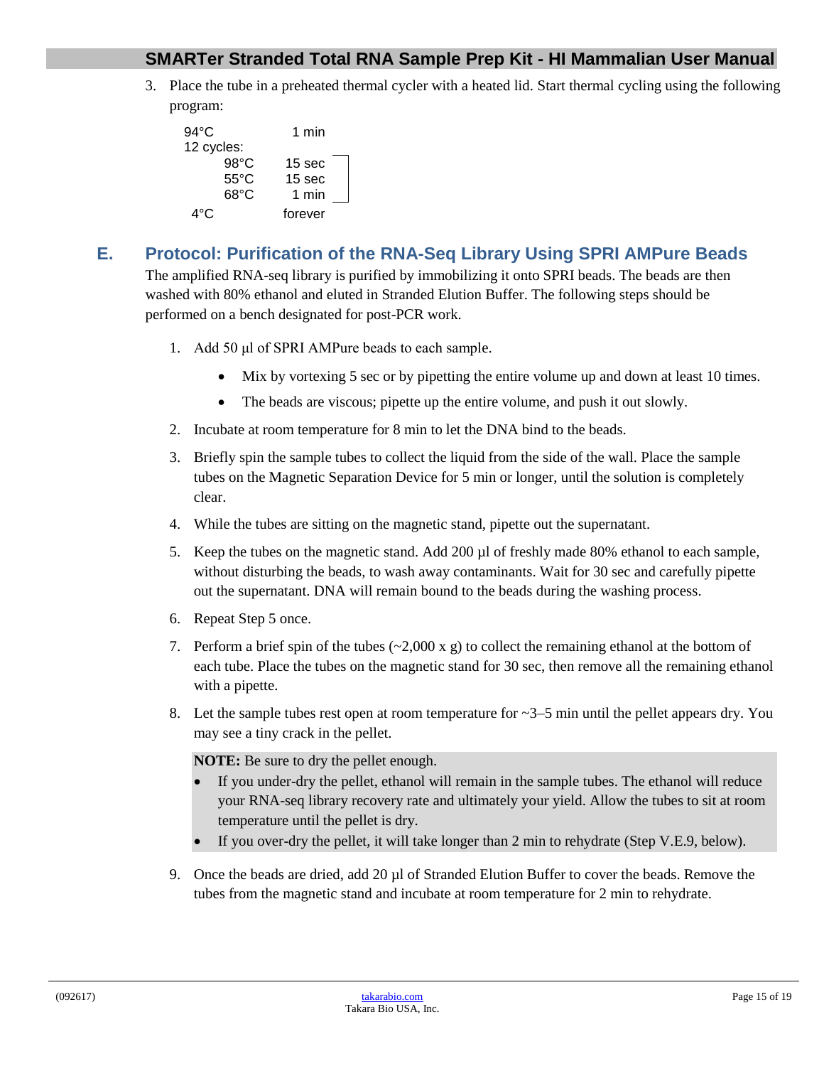3. Place the tube in a preheated thermal cycler with a heated lid. Start thermal cycling using the following program:

```
94°C          1 min
12 cycles:
     98°C     15 sec
     55°C     15 sec
     68°C      1 min
 4°C          forever
```

## E. Protocol: Purification of the RNA-Seq Library Using SPRI AMPure Beads

The amplified RNA-seq library is purified by immobilizing it onto SPRI beads. The beads are then washed with 80% ethanol and eluted in Stranded Elution Buffer. The following steps should be performed on a bench designated for post-PCR work.

1. Add 50 µl of SPRI AMPure beads to each sample.
   - Mix by vortexing 5 sec or by pipetting the entire volume up and down at least 10 times.
   - The beads are viscous; pipette up the entire volume, and push it out slowly.
2. Incubate at room temperature for 8 min to let the DNA bind to the beads.
3. Briefly spin the sample tubes to collect the liquid from the side of the wall. Place the sample tubes on the Magnetic Separation Device for 5 min or longer, until the solution is completely clear.
4. While the tubes are sitting on the magnetic stand, pipette out the supernatant.
5. Keep the tubes on the magnetic stand. Add 200 µl of freshly made 80% ethanol to each sample, without disturbing the beads, to wash away contaminants. Wait for 30 sec and carefully pipette out the supernatant. DNA will remain bound to the beads during the washing process.
6. Repeat Step 5 once.
7. Perform a brief spin of the tubes (~2,000 x g) to collect the remaining ethanol at the bottom of each tube. Place the tubes on the magnetic stand for 30 sec, then remove all the remaining ethanol with a pipette.
8. Let the sample tubes rest open at room temperature for ~3–5 min until the pellet appears dry. You may see a tiny crack in the pellet.

   **NOTE:** Be sure to dry the pellet enough.
   - If you under-dry the pellet, ethanol will remain in the sample tubes. The ethanol will reduce your RNA-seq library recovery rate and ultimately your yield. Allow the tubes to sit at room temperature until the pellet is dry.
   - If you over-dry the pellet, it will take longer than 2 min to rehydrate (Step V.E.9, below).

9. Once the beads are dried, add 20 µl of Stranded Elution Buffer to cover the beads. Remove the tubes from the magnetic stand and incubate at room temperature for 2 min to rehydrate.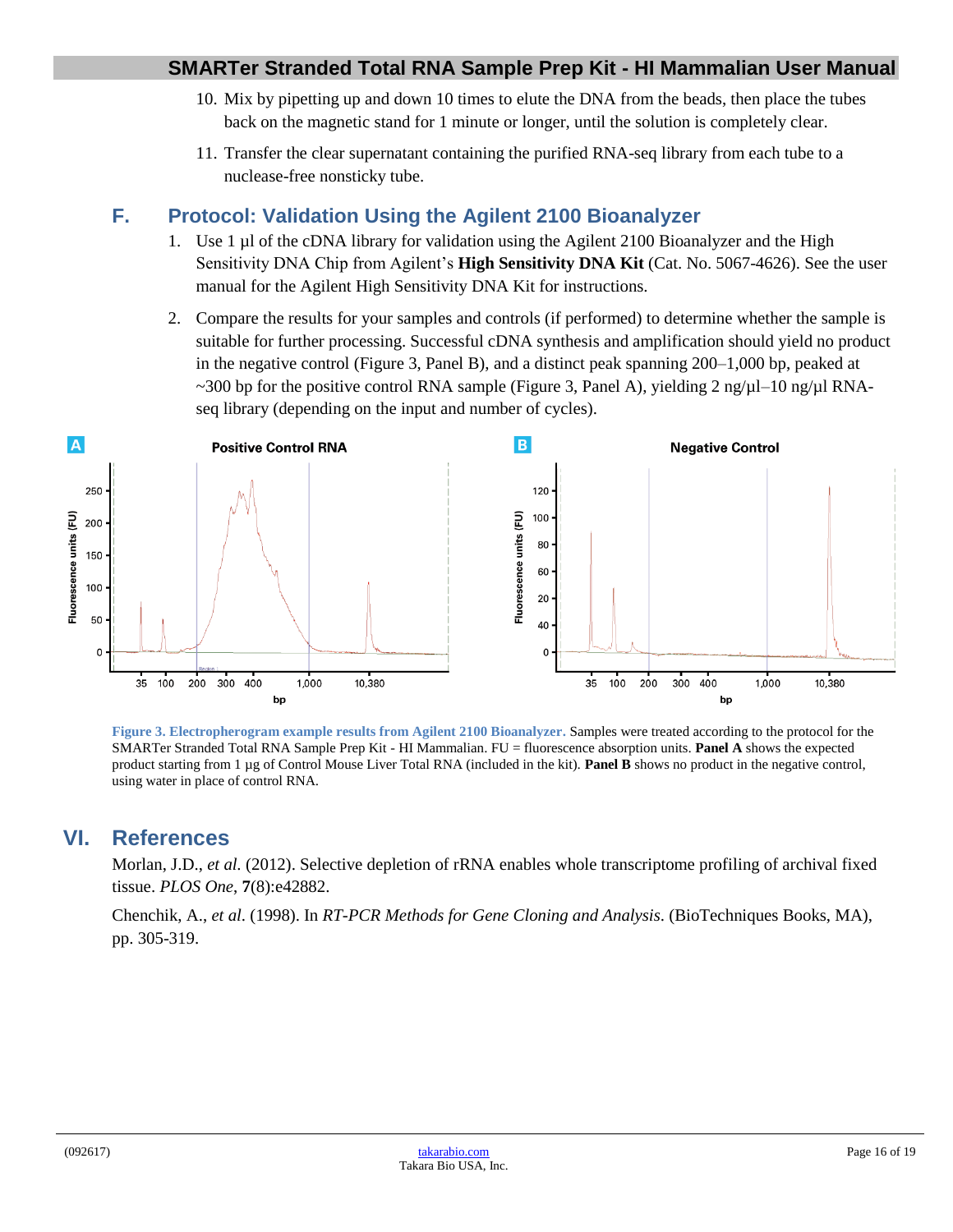10. Mix by pipetting up and down 10 times to elute the DNA from the beads, then place the tubes back on the magnetic stand for 1 minute or longer, until the solution is completely clear.
11. Transfer the clear supernatant containing the purified RNA-seq library from each tube to a nuclease-free nonsticky tube.

## F. Protocol: Validation Using the Agilent 2100 Bioanalyzer

1. Use 1 µl of the cDNA library for validation using the Agilent 2100 Bioanalyzer and the High Sensitivity DNA Chip from Agilent's **High Sensitivity DNA Kit** (Cat. No. 5067-4626). See the user manual for the Agilent High Sensitivity DNA Kit for instructions.
2. Compare the results for your samples and controls (if performed) to determine whether the sample is suitable for further processing. Successful cDNA synthesis and amplification should yield no product in the negative control (Figure 3, Panel B), and a distinct peak spanning 200–1,000 bp, peaked at ~300 bp for the positive control RNA sample (Figure 3, Panel A), yielding 2 ng/µl–10 ng/µl RNA-seq library (depending on the input and number of cycles).

**Figure 3. Electropherogram example results from Agilent 2100 Bioanalyzer.** Samples were treated according to the protocol for the SMARTer Stranded Total RNA Sample Prep Kit - HI Mammalian. FU = fluorescence absorption units. **Panel A** shows the expected product starting from 1 µg of Control Mouse Liver Total RNA (included in the kit). **Panel B** shows no product in the negative control, using water in place of control RNA.

# VI. References

Morlan, J.D., *et al.* (2012). Selective depletion of rRNA enables whole transcriptome profiling of archival fixed tissue. *PLOS One*, **7**(8):e42882.

Chenchik, A., *et al.* (1998). In *RT-PCR Methods for Gene Cloning and Analysis*. (BioTechniques Books, MA), pp. 305-319.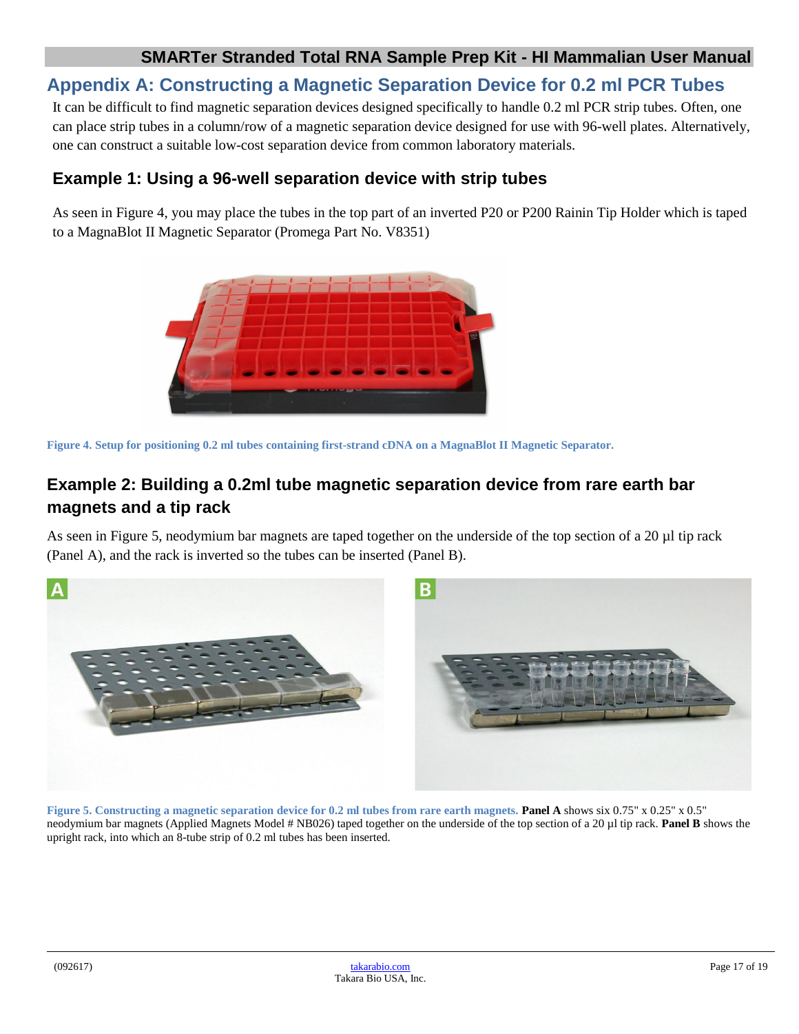## Appendix A: Constructing a Magnetic Separation Device for 0.2 ml PCR Tubes

It can be difficult to find magnetic separation devices designed specifically to handle 0.2 ml PCR strip tubes. Often, one can place strip tubes in a column/row of a magnetic separation device designed for use with 96-well plates. Alternatively, one can construct a suitable low-cost separation device from common laboratory materials.

### Example 1: Using a 96-well separation device with strip tubes

As seen in Figure 4, you may place the tubes in the top part of an inverted P20 or P200 Rainin Tip Holder which is taped to a MagnaBlot II Magnetic Separator (Promega Part No. V8351)

**Figure 4. Setup for positioning 0.2 ml tubes containing first-strand cDNA on a MagnaBlot II Magnetic Separator.**

### Example 2: Building a 0.2ml tube magnetic separation device from rare earth bar magnets and a tip rack

As seen in Figure 5, neodymium bar magnets are taped together on the underside of the top section of a 20 µl tip rack (Panel A), and the rack is inverted so the tubes can be inserted (Panel B).

**Figure 5. Constructing a magnetic separation device for 0.2 ml tubes from rare earth magnets.** **Panel A** shows six 0.75" x 0.25" x 0.5" neodymium bar magnets (Applied Magnets Model # NB026) taped together on the underside of the top section of a 20 µl tip rack. **Panel B** shows the upright rack, into which an 8-tube strip of 0.2 ml tubes has been inserted.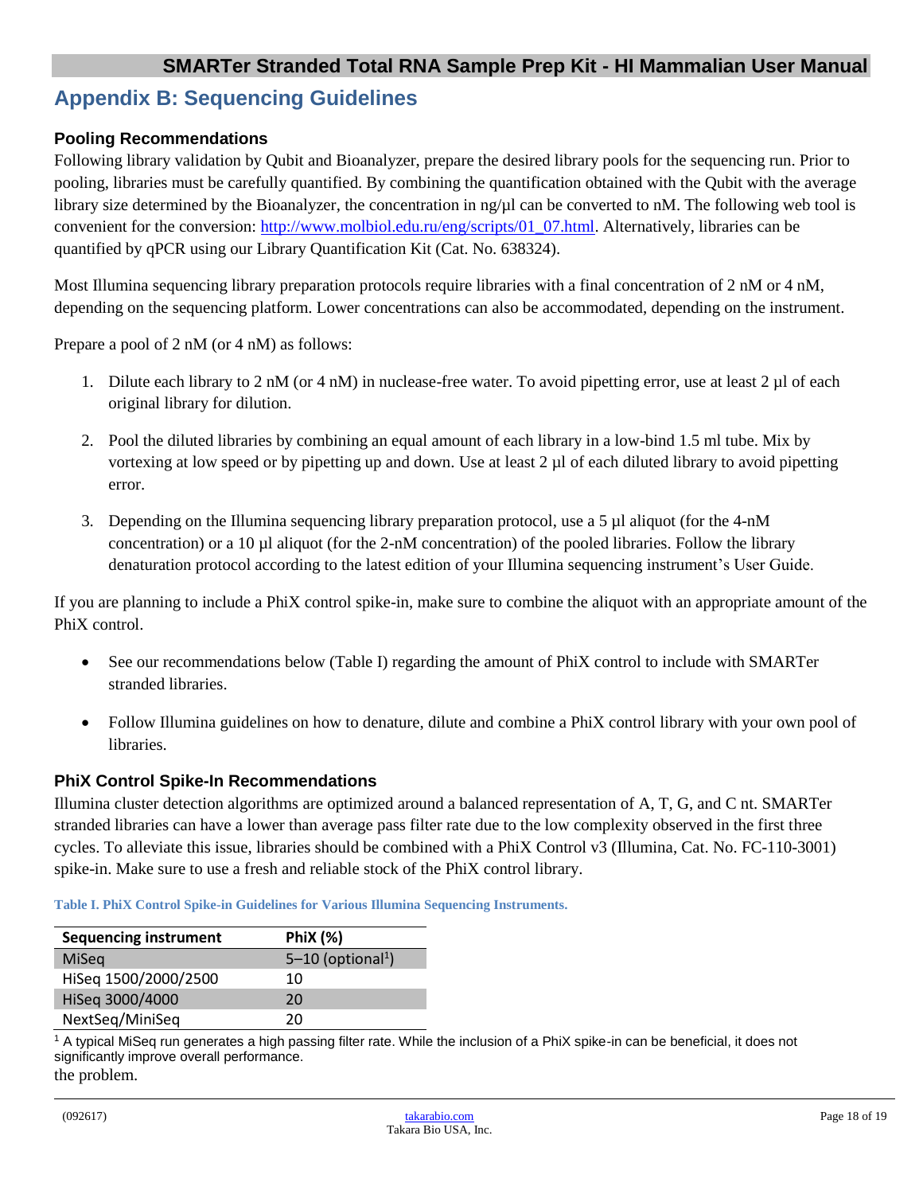# Appendix B: Sequencing Guidelines

### Pooling Recommendations

Following library validation by Qubit and Bioanalyzer, prepare the desired library pools for the sequencing run. Prior to pooling, libraries must be carefully quantified. By combining the quantification obtained with the Qubit with the average library size determined by the Bioanalyzer, the concentration in ng/µl can be converted to nM. The following web tool is convenient for the conversion: [http://www.molbiol.edu.ru/eng/scripts/01_07.html](http://www.molbiol.edu.ru/eng/scripts/01_07.html). Alternatively, libraries can be quantified by qPCR using our Library Quantification Kit (Cat. No. 638324).

Most Illumina sequencing library preparation protocols require libraries with a final concentration of 2 nM or 4 nM, depending on the sequencing platform. Lower concentrations can also be accommodated, depending on the instrument.

Prepare a pool of 2 nM (or 4 nM) as follows:

1. Dilute each library to 2 nM (or 4 nM) in nuclease-free water. To avoid pipetting error, use at least 2 µl of each original library for dilution.
2. Pool the diluted libraries by combining an equal amount of each library in a low-bind 1.5 ml tube. Mix by vortexing at low speed or by pipetting up and down. Use at least 2 µl of each diluted library to avoid pipetting error.
3. Depending on the Illumina sequencing library preparation protocol, use a 5 µl aliquot (for the 4-nM concentration) or a 10 µl aliquot (for the 2-nM concentration) of the pooled libraries. Follow the library denaturation protocol according to the latest edition of your Illumina sequencing instrument's User Guide.

If you are planning to include a PhiX control spike-in, make sure to combine the aliquot with an appropriate amount of the PhiX control.

- See our recommendations below (Table I) regarding the amount of PhiX control to include with SMARTer stranded libraries.
- Follow Illumina guidelines on how to denature, dilute and combine a PhiX control library with your own pool of libraries.

### PhiX Control Spike-In Recommendations

Illumina cluster detection algorithms are optimized around a balanced representation of A, T, G, and C nt. SMARTer stranded libraries can have a lower than average pass filter rate due to the low complexity observed in the first three cycles. To alleviate this issue, libraries should be combined with a PhiX Control v3 (Illumina, Cat. No. FC-110-3001) spike-in. Make sure to use a fresh and reliable stock of the PhiX control library.

**Table I. PhiX Control Spike-in Guidelines for Various Illumina Sequencing Instruments.**

| Sequencing instrument | PhiX (%) |
|---|---|
| MiSeq | 5–10 (optional[1]) |
| HiSeq 1500/2000/2500 | 10 |
| HiSeq 3000/4000 | 20 |
| NextSeq/MiniSeq | 20 |

[1] A typical MiSeq run generates a high passing filter rate. While the inclusion of a PhiX spike-in can be beneficial, it does not significantly improve overall performance.

the problem.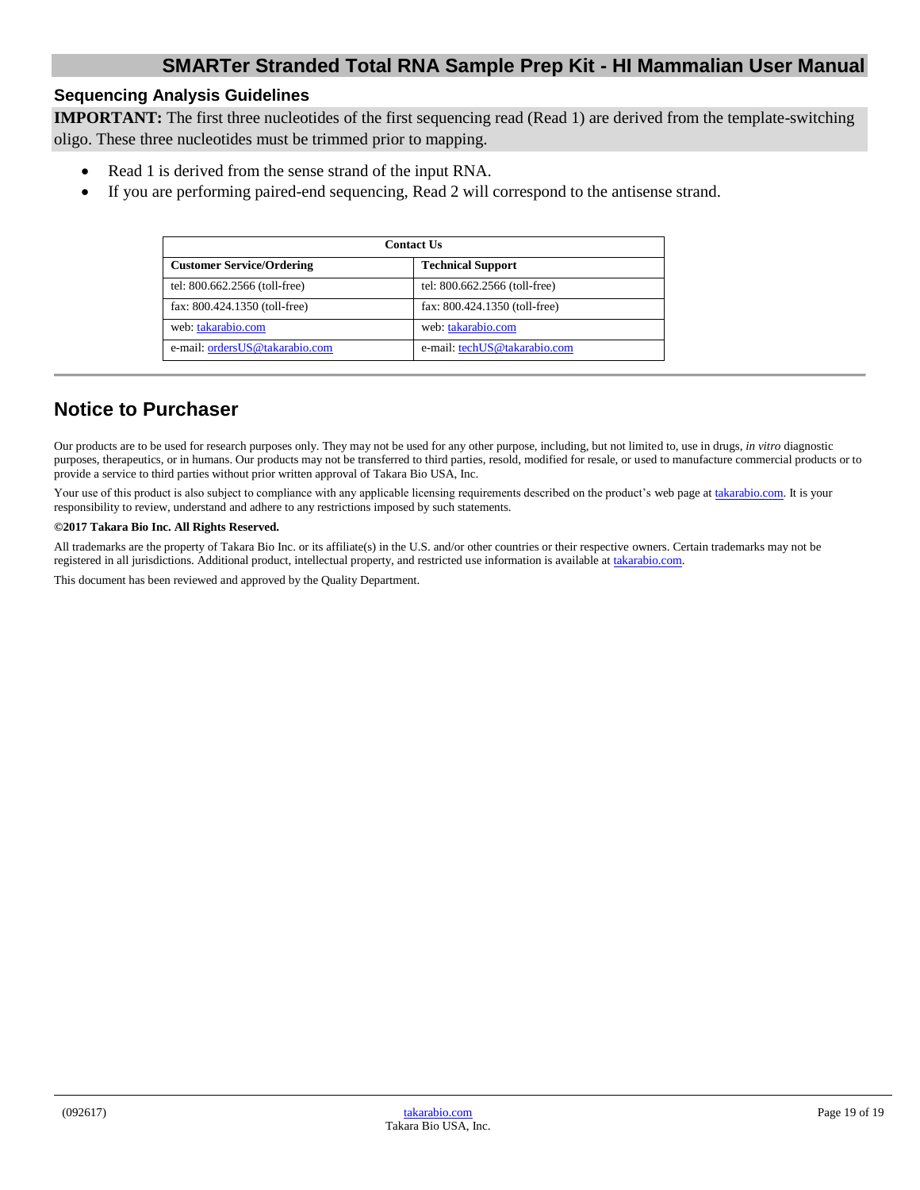## Sequencing Analysis Guidelines

**IMPORTANT:** The first three nucleotides of the first sequencing read (Read 1) are derived from the template-switching oligo. These three nucleotides must be trimmed prior to mapping.

- Read 1 is derived from the sense strand of the input RNA.
- If you are performing paired-end sequencing, Read 2 will correspond to the antisense strand.

| Contact Us | |
|---|---|
| **Customer Service/Ordering** | **Technical Support** |
| tel: 800.662.2566 (toll-free) | tel: 800.662.2566 (toll-free) |
| fax: 800.424.1350 (toll-free) | fax: 800.424.1350 (toll-free) |
| web: takarabio.com | web: takarabio.com |
| e-mail: ordersUS@takarabio.com | e-mail: techUS@takarabio.com |

## Notice to Purchaser

Our products are to be used for research purposes only. They may not be used for any other purpose, including, but not limited to, use in drugs, *in vitro* diagnostic purposes, therapeutics, or in humans. Our products may not be transferred to third parties, resold, modified for resale, or used to manufacture commercial products or to provide a service to third parties without prior written approval of Takara Bio USA, Inc.

Your use of this product is also subject to compliance with any applicable licensing requirements described on the product's web page at takarabio.com. It is your responsibility to review, understand and adhere to any restrictions imposed by such statements.

**©2017 Takara Bio Inc. All Rights Reserved.**

All trademarks are the property of Takara Bio Inc. or its affiliate(s) in the U.S. and/or other countries or their respective owners. Certain trademarks may not be registered in all jurisdictions. Additional product, intellectual property, and restricted use information is available at takarabio.com.

This document has been reviewed and approved by the Quality Department.